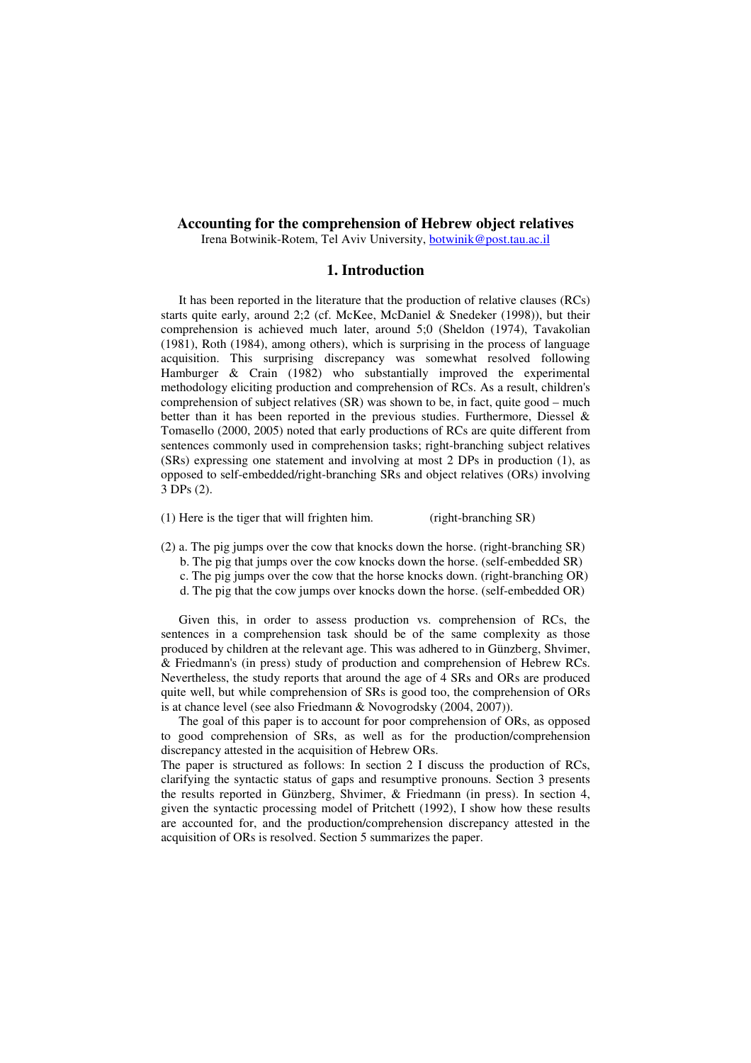# Accounting for the comprehension of Hebrew object relatives

Irena Botwinik-Rotem, Tel Aviv University, botwinik@post.tau.ac.il

## 1. Introduction

It has been reported in the literature that the production of relative clauses (RCs) starts quite early, around 2;2 (cf. McKee, McDaniel & Snedeker (1998)), but their comprehension is achieved much later, around 5;0 (Sheldon (1974), Tavakolian (1981), Roth (1984), among others), which is surprising in the process of language acquisition. This surprising discrepancy was somewhat resolved following Hamburger & Crain (1982) who substantially improved the experimental methodology eliciting production and comprehension of RCs. As a result, children's comprehension of subject relatives (SR) was shown to be, in fact, quite good – much better than it has been reported in the previous studies. Furthermore, Diessel & Tomasello (2000, 2005) noted that early productions of RCs are quite different from sentences commonly used in comprehension tasks; right-branching subject relatives (SRs) expressing one statement and involving at most 2 DPs in production (1), as opposed to self-embedded/right-branching SRs and object relatives (ORs) involving 3 DPs (2).

(1) Here is the tiger that will frighten him. (right-branching SR)

(2) a. The pig jumps over the cow that knocks down the horse. (right-branching SR)
b. The pig that jumps over the cow knocks down the horse. (self-embedded SR)
c. The pig jumps over the cow that the horse knocks down. (right-branching OR)
d. The pig that the cow jumps over knocks down the horse. (self-embedded OR)

Given this, in order to assess production vs. comprehension of RCs, the sentences in a comprehension task should be of the same complexity as those produced by children at the relevant age. This was adhered to in Günzberg, Shvimer, & Friedmann's (in press) study of production and comprehension of Hebrew RCs. Nevertheless, the study reports that around the age of 4 SRs and ORs are produced quite well, but while comprehension of SRs is good too, the comprehension of ORs is at chance level (see also Friedmann & Novogrodsky (2004, 2007)).

The goal of this paper is to account for poor comprehension of ORs, as opposed to good comprehension of SRs, as well as for the production/comprehension discrepancy attested in the acquisition of Hebrew ORs.

The paper is structured as follows: In section 2 I discuss the production of RCs, clarifying the syntactic status of gaps and resumptive pronouns. Section 3 presents the results reported in Günzberg, Shvimer, & Friedmann (in press). In section 4, given the syntactic processing model of Pritchett (1992), I show how these results are accounted for, and the production/comprehension discrepancy attested in the acquisition of ORs is resolved. Section 5 summarizes the paper.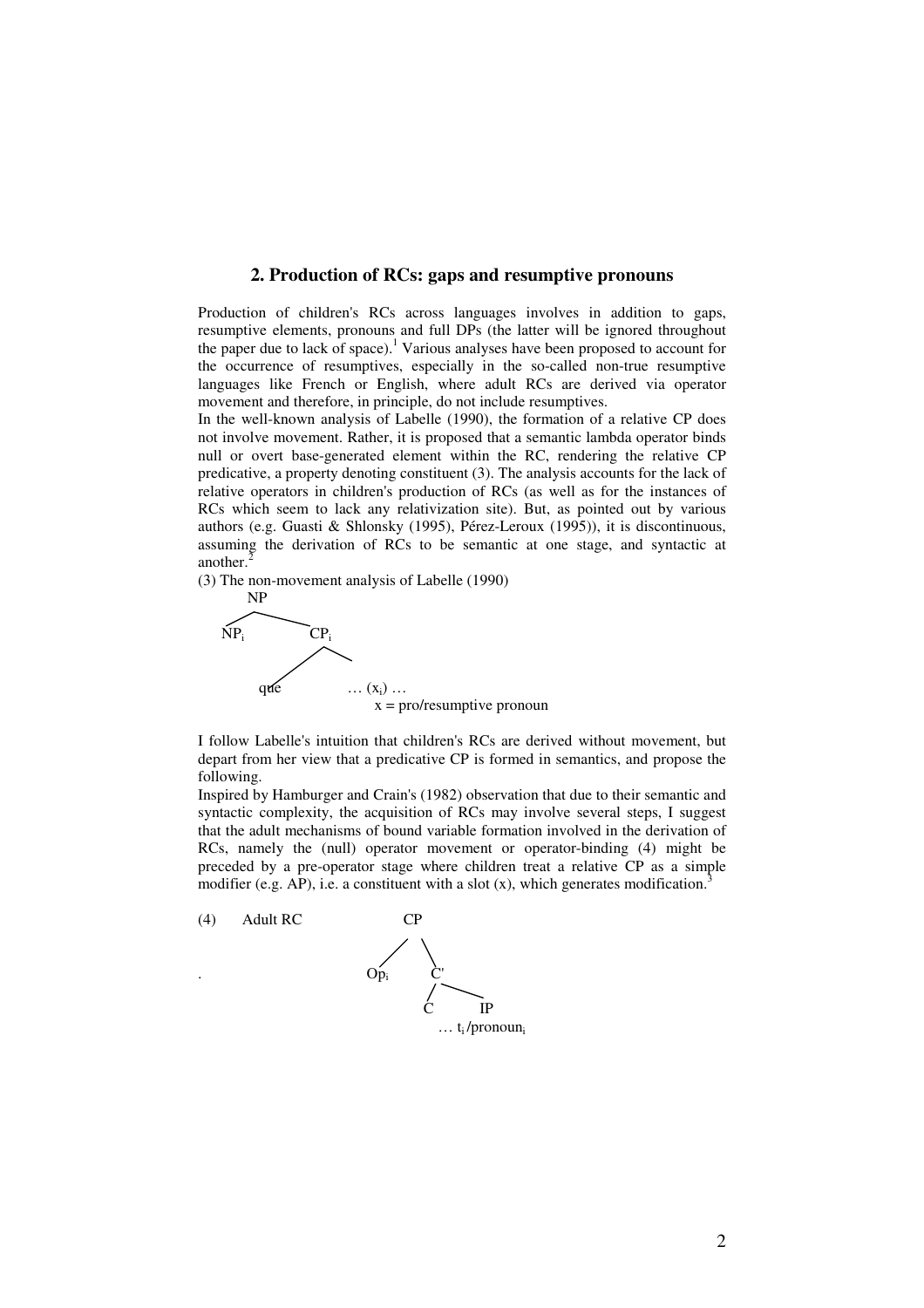## 2. Production of RCs: gaps and resumptive pronouns

Production of children's RCs across languages involves in addition to gaps, resumptive elements, pronouns and full DPs (the latter will be ignored throughout the paper due to lack of space).[1] Various analyses have been proposed to account for the occurrence of resumptives, especially in the so-called non-true resumptive languages like French or English, where adult RCs are derived via operator movement and therefore, in principle, do not include resumptives.

In the well-known analysis of Labelle (1990), the formation of a relative CP does not involve movement. Rather, it is proposed that a semantic lambda operator binds null or overt base-generated element within the RC, rendering the relative CP predicative, a property denoting constituent (3). The analysis accounts for the lack of relative operators in children's production of RCs (as well as for the instances of RCs which seem to lack any relativization site). But, as pointed out by various authors (e.g. Guasti & Shlonsky (1995), Pérez-Leroux (1995)), it is discontinuous, assuming the derivation of RCs to be semantic at one stage, and syntactic at another.[2]

(3) The non-movement analysis of Labelle (1990)

```
        NP
   NP_i        CP_i
          que       … (x_i) …
                      x = pro/resumptive pronoun
```

I follow Labelle's intuition that children's RCs are derived without movement, but depart from her view that a predicative CP is formed in semantics, and propose the following.

Inspired by Hamburger and Crain's (1982) observation that due to their semantic and syntactic complexity, the acquisition of RCs may involve several steps, I suggest that the adult mechanisms of bound variable formation involved in the derivation of RCs, namely the (null) operator movement or operator-binding (4) might be preceded by a pre-operator stage where children treat a relative CP as a simple modifier (e.g. AP), i.e. a constituent with a slot (x), which generates modification.[3]

(4) Adult RC

```
            CP
      Op_i       C'
             C       IP
               … t_i /pronoun_i
```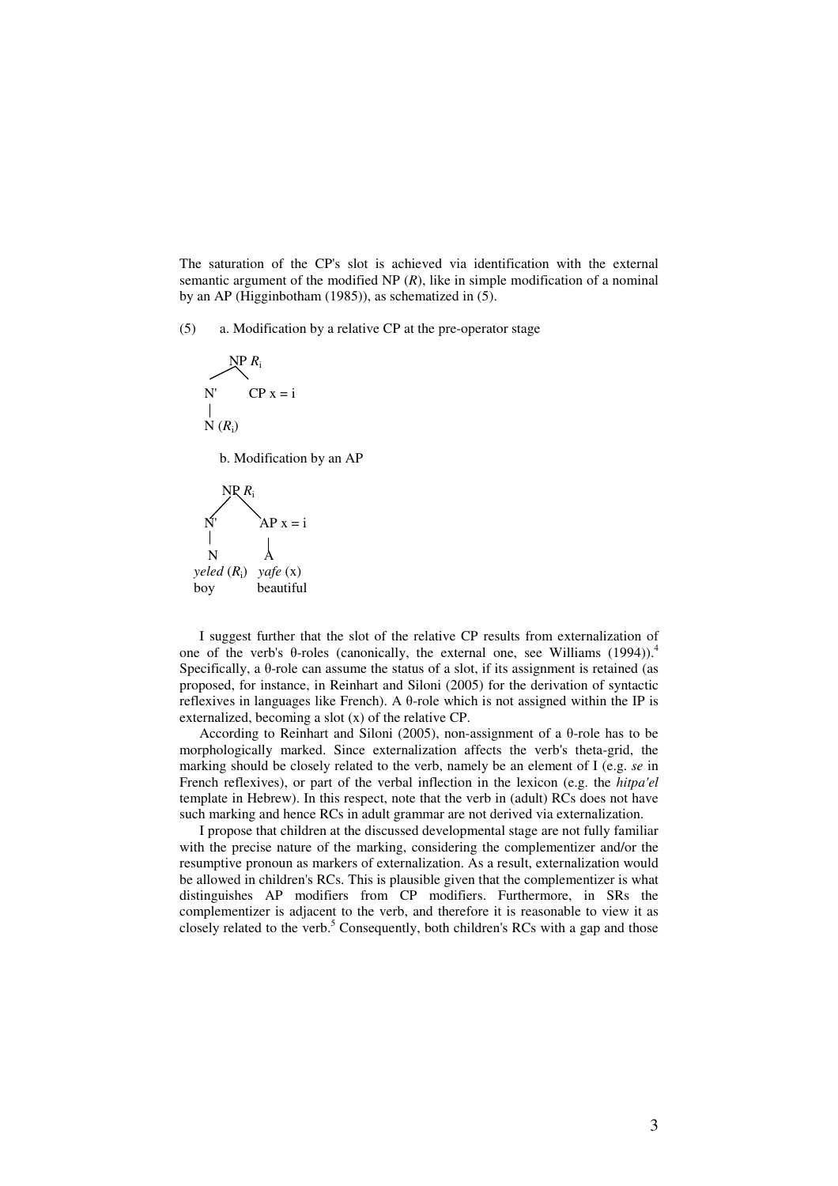The saturation of the CP's slot is achieved via identification with the external semantic argument of the modified NP (*R*), like in simple modification of a nominal by an AP (Higginbotham (1985)), as schematized in (5).

(5) a. Modification by a relative CP at the pre-operator stage

```
      NP Ri
     /    \
   N'      CP x = i
   |
   N (Ri)
```

b. Modification by an AP

```
        NP Ri
       /     \
     N'       AP x = i
     |         |
     N         A
  yeled (Ri)  yafe (x)
  boy         beautiful
```

I suggest further that the slot of the relative CP results from externalization of one of the verb's θ-roles (canonically, the external one, see Williams (1994)).[4] Specifically, a θ-role can assume the status of a slot, if its assignment is retained (as proposed, for instance, in Reinhart and Siloni (2005) for the derivation of syntactic reflexives in languages like French). A θ-role which is not assigned within the IP is externalized, becoming a slot (x) of the relative CP.

According to Reinhart and Siloni (2005), non-assignment of a θ-role has to be morphologically marked. Since externalization affects the verb's theta-grid, the marking should be closely related to the verb, namely be an element of I (e.g. *se* in French reflexives), or part of the verbal inflection in the lexicon (e.g. the *hitpa'el* template in Hebrew). In this respect, note that the verb in (adult) RCs does not have such marking and hence RCs in adult grammar are not derived via externalization.

I propose that children at the discussed developmental stage are not fully familiar with the precise nature of the marking, considering the complementizer and/or the resumptive pronoun as markers of externalization. As a result, externalization would be allowed in children's RCs. This is plausible given that the complementizer is what distinguishes AP modifiers from CP modifiers. Furthermore, in SRs the complementizer is adjacent to the verb, and therefore it is reasonable to view it as closely related to the verb.[5] Consequently, both children's RCs with a gap and those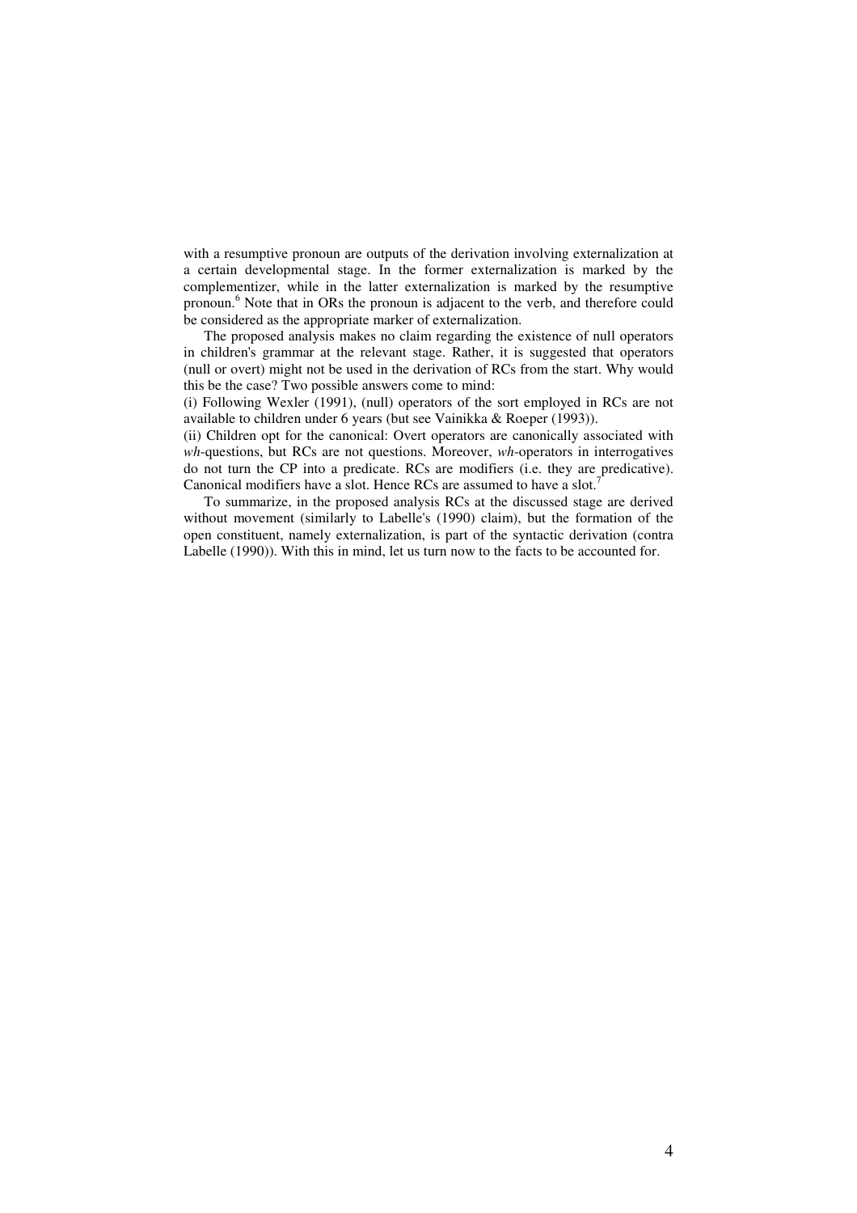with a resumptive pronoun are outputs of the derivation involving externalization at a certain developmental stage. In the former externalization is marked by the complementizer, while in the latter externalization is marked by the resumptive pronoun.[6] Note that in ORs the pronoun is adjacent to the verb, and therefore could be considered as the appropriate marker of externalization.

The proposed analysis makes no claim regarding the existence of null operators in children's grammar at the relevant stage. Rather, it is suggested that operators (null or overt) might not be used in the derivation of RCs from the start. Why would this be the case? Two possible answers come to mind:

(i) Following Wexler (1991), (null) operators of the sort employed in RCs are not available to children under 6 years (but see Vainikka & Roeper (1993)).

(ii) Children opt for the canonical: Overt operators are canonically associated with *wh*-questions, but RCs are not questions. Moreover, *wh*-operators in interrogatives do not turn the CP into a predicate. RCs are modifiers (i.e. they are predicative). Canonical modifiers have a slot. Hence RCs are assumed to have a slot.[7]

To summarize, in the proposed analysis RCs at the discussed stage are derived without movement (similarly to Labelle's (1990) claim), but the formation of the open constituent, namely externalization, is part of the syntactic derivation (contra Labelle (1990)). With this in mind, let us turn now to the facts to be accounted for.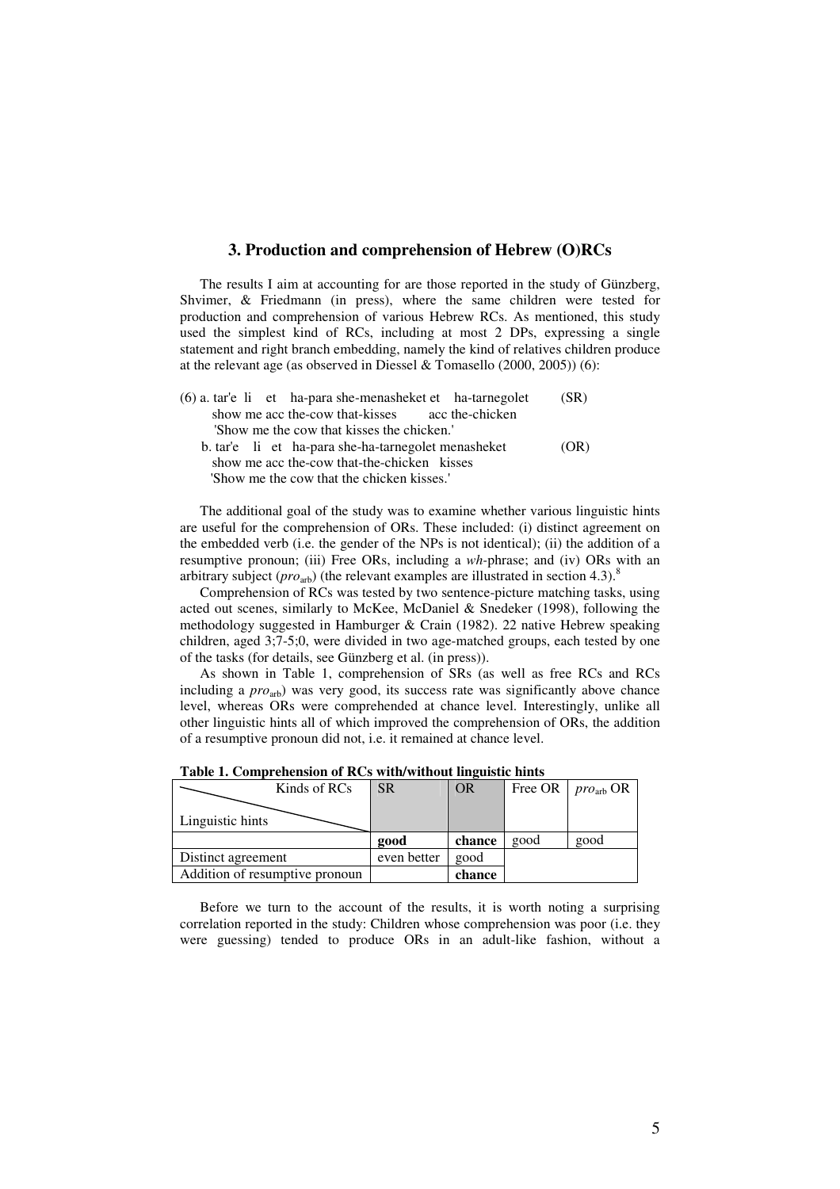## 3. Production and comprehension of Hebrew (O)RCs

The results I aim at accounting for are those reported in the study of Günzberg, Shvimer, & Friedmann (in press), where the same children were tested for production and comprehension of various Hebrew RCs. As mentioned, this study used the simplest kind of RCs, including at most 2 DPs, expressing a single statement and right branch embedding, namely the kind of relatives children produce at the relevant age (as observed in Diessel & Tomasello (2000, 2005)) (6):

(6) a. tar'e li et ha-para she-menasheket et ha-tarnegolet (SR)
   show me acc the-cow that-kisses acc the-chicken
   'Show me the cow that kisses the chicken.'

b. tar'e li et ha-para she-ha-tarnegolet menasheket (OR)
   show me acc the-cow that-the-chicken kisses
   'Show me the cow that the chicken kisses.'

The additional goal of the study was to examine whether various linguistic hints are useful for the comprehension of ORs. These included: (i) distinct agreement on the embedded verb (i.e. the gender of the NPs is not identical); (ii) the addition of a resumptive pronoun; (iii) Free ORs, including a *wh*-phrase; and (iv) ORs with an arbitrary subject ($pro_{arb}$) (the relevant examples are illustrated in section 4.3).[8]

Comprehension of RCs was tested by two sentence-picture matching tasks, using acted out scenes, similarly to McKee, McDaniel & Snedeker (1998), following the methodology suggested in Hamburger & Crain (1982). 22 native Hebrew speaking children, aged 3;7-5;0, were divided in two age-matched groups, each tested by one of the tasks (for details, see Günzberg et al. (in press)).

As shown in Table 1, comprehension of SRs (as well as free RCs and RCs including a $pro_{arb}$) was very good, its success rate was significantly above chance level, whereas ORs were comprehended at chance level. Interestingly, unlike all other linguistic hints all of which improved the comprehension of ORs, the addition of a resumptive pronoun did not, i.e. it remained at chance level.

**Table 1. Comprehension of RCs with/without linguistic hints**

| Linguistic hints \ Kinds of RCs | SR | OR | Free OR | $pro_{arb}$ OR |
|---|---|---|---|---|
| | **good** | **chance** | good | good |
| Distinct agreement | even better | good | | |
| Addition of resumptive pronoun | | **chance** | | |

Before we turn to the account of the results, it is worth noting a surprising correlation reported in the study: Children whose comprehension was poor (i.e. they were guessing) tended to produce ORs in an adult-like fashion, without a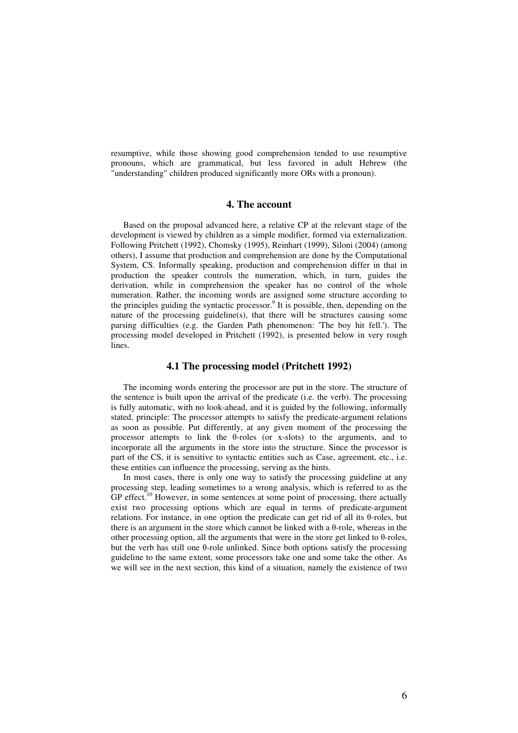resumptive, while those showing good comprehension tended to use resumptive pronouns, which are grammatical, but less favored in adult Hebrew (the "understanding" children produced significantly more ORs with a pronoun).

## 4. The account

Based on the proposal advanced here, a relative CP at the relevant stage of the development is viewed by children as a simple modifier, formed via externalization. Following Pritchett (1992), Chomsky (1995), Reinhart (1999), Siloni (2004) (among others), I assume that production and comprehension are done by the Computational System, CS. Informally speaking, production and comprehension differ in that in production the speaker controls the numeration, which, in turn, guides the derivation, while in comprehension the speaker has no control of the whole numeration. Rather, the incoming words are assigned some structure according to the principles guiding the syntactic processor.[9] It is possible, then, depending on the nature of the processing guideline(s), that there will be structures causing some parsing difficulties (e.g. the Garden Path phenomenon: 'The boy hit fell.'). The processing model developed in Pritchett (1992), is presented below in very rough lines.

### 4.1 The processing model (Pritchett 1992)

The incoming words entering the processor are put in the store. The structure of the sentence is built upon the arrival of the predicate (i.e. the verb). The processing is fully automatic, with no look-ahead, and it is guided by the following, informally stated, principle: The processor attempts to satisfy the predicate-argument relations as soon as possible. Put differently, at any given moment of the processing the processor attempts to link the θ-roles (or x-slots) to the arguments, and to incorporate all the arguments in the store into the structure. Since the processor is part of the CS, it is sensitive to syntactic entities such as Case, agreement, etc., i.e. these entities can influence the processing, serving as the hints.

In most cases, there is only one way to satisfy the processing guideline at any processing step, leading sometimes to a wrong analysis, which is referred to as the GP effect.[10] However, in some sentences at some point of processing, there actually exist two processing options which are equal in terms of predicate-argument relations. For instance, in one option the predicate can get rid of all its θ-roles, but there is an argument in the store which cannot be linked with a θ-role, whereas in the other processing option, all the arguments that were in the store get linked to θ-roles, but the verb has still one θ-role unlinked. Since both options satisfy the processing guideline to the same extent, some processors take one and some take the other. As we will see in the next section, this kind of a situation, namely the existence of two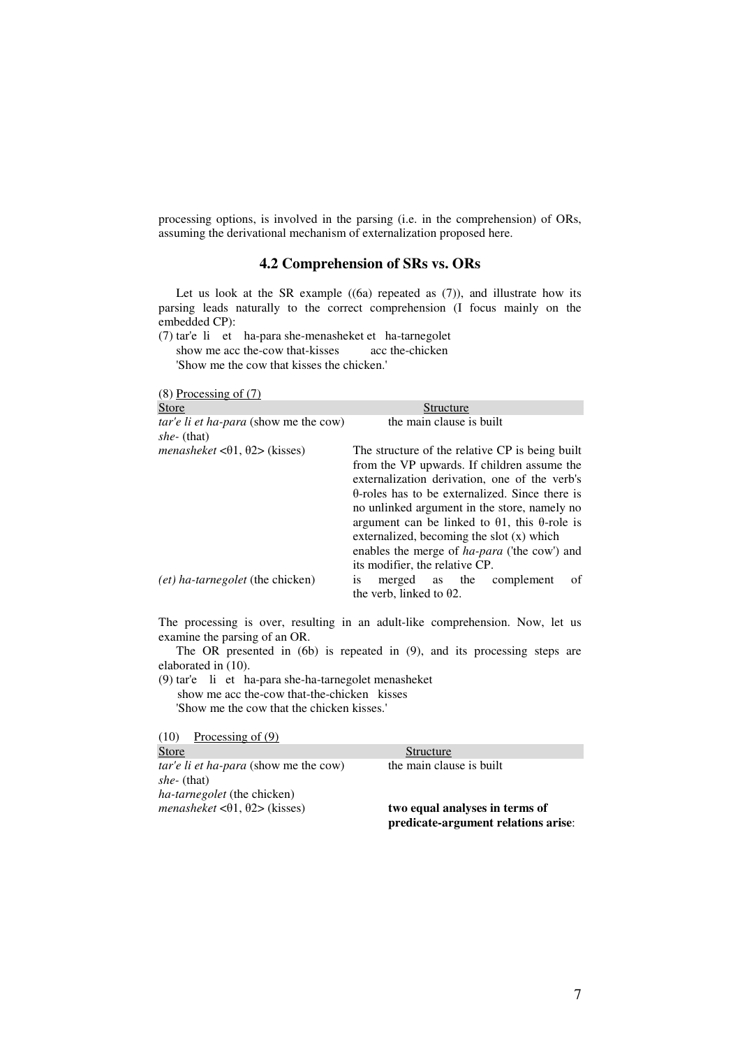processing options, is involved in the parsing (i.e. in the comprehension) of ORs, assuming the derivational mechanism of externalization proposed here.

### 4.2 Comprehension of SRs vs. ORs

Let us look at the SR example ((6a) repeated as (7)), and illustrate how its parsing leads naturally to the correct comprehension (I focus mainly on the embedded CP):

(7) tar'e li et ha-para she-menasheket et ha-tarnegolet
show me acc the-cow that-kisses acc the-chicken
'Show me the cow that kisses the chicken.'

(8) Processing of (7)

| Store | Structure |
|---|---|
| *tar'e li et ha-para* (show me the cow) | the main clause is built |
| *she-* (that) | |
| *menasheket* <$\theta$1, $\theta$2> (kisses) | The structure of the relative CP is being built from the VP upwards. If children assume the externalization derivation, one of the verb's $\theta$-roles has to be externalized. Since there is no unlinked argument in the store, namely no argument can be linked to $\theta$1, this $\theta$-role is externalized, becoming the slot (x) which enables the merge of *ha-para* ('the cow') and its modifier, the relative CP. |
| *(et) ha-tarnegolet* (the chicken) | is merged as the complement of the verb, linked to $\theta$2. |

The processing is over, resulting in an adult-like comprehension. Now, let us examine the parsing of an OR.

The OR presented in (6b) is repeated in (9), and its processing steps are elaborated in (10).

(9) tar'e li et ha-para she-ha-tarnegolet menasheket
show me acc the-cow that-the-chicken kisses
'Show me the cow that the chicken kisses.'

(10) Processing of (9)

| Store | Structure |
|---|---|
| *tar'e li et ha-para* (show me the cow) | the main clause is built |
| *she-* (that) | |
| *ha-tarnegolet* (the chicken) | |
| *menasheket* <$\theta$1, $\theta$2> (kisses) | **two equal analyses in terms of predicate-argument relations arise**: |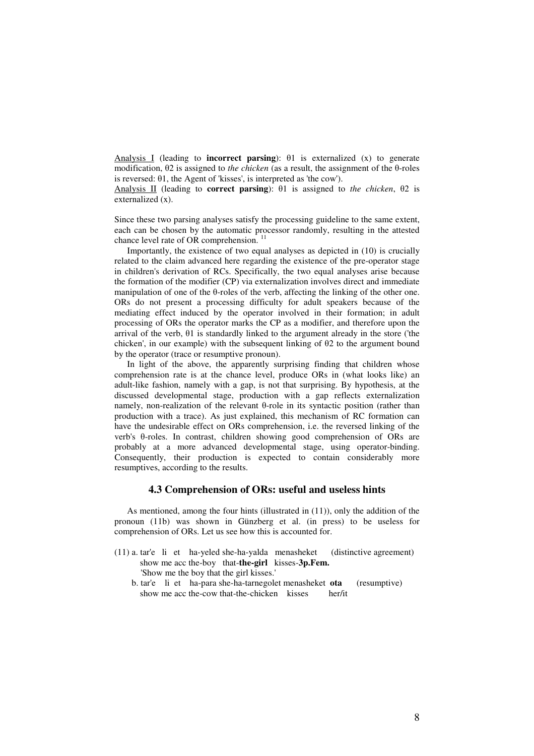Analysis I (leading to **incorrect parsing**): θ1 is externalized (x) to generate modification, θ2 is assigned to *the chicken* (as a result, the assignment of the θ-roles is reversed: θ1, the Agent of 'kisses', is interpreted as 'the cow').

Analysis II (leading to **correct parsing**): θ1 is assigned to *the chicken*, θ2 is externalized (x).

Since these two parsing analyses satisfy the processing guideline to the same extent, each can be chosen by the automatic processor randomly, resulting in the attested chance level rate of OR comprehension. [11]

Importantly, the existence of two equal analyses as depicted in (10) is crucially related to the claim advanced here regarding the existence of the pre-operator stage in children's derivation of RCs. Specifically, the two equal analyses arise because the formation of the modifier (CP) via externalization involves direct and immediate manipulation of one of the θ-roles of the verb, affecting the linking of the other one. ORs do not present a processing difficulty for adult speakers because of the mediating effect induced by the operator involved in their formation; in adult processing of ORs the operator marks the CP as a modifier, and therefore upon the arrival of the verb, θ1 is standardly linked to the argument already in the store ('the chicken', in our example) with the subsequent linking of θ2 to the argument bound by the operator (trace or resumptive pronoun).

In light of the above, the apparently surprising finding that children whose comprehension rate is at the chance level, produce ORs in (what looks like) an adult-like fashion, namely with a gap, is not that surprising. By hypothesis, at the discussed developmental stage, production with a gap reflects externalization namely, non-realization of the relevant θ-role in its syntactic position (rather than production with a trace). As just explained, this mechanism of RC formation can have the undesirable effect on ORs comprehension, i.e. the reversed linking of the verb's θ-roles. In contrast, children showing good comprehension of ORs are probably at a more advanced developmental stage, using operator-binding. Consequently, their production is expected to contain considerably more resumptives, according to the results.

### 4.3 Comprehension of ORs: useful and useless hints

As mentioned, among the four hints (illustrated in (11)), only the addition of the pronoun (11b) was shown in Günzberg et al. (in press) to be useless for comprehension of ORs. Let us see how this is accounted for.

(11) a. tar'e li et ha-yeled she-ha-yalda menasheket (distinctive agreement)
show me acc the-boy that-**the-girl** kisses-**3p.Fem.**
'Show me the boy that the girl kisses.'

b. tar'e li et ha-para she-ha-tarnegolet menasheket **ota** (resumptive)
show me acc the-cow that-the-chicken kisses her/it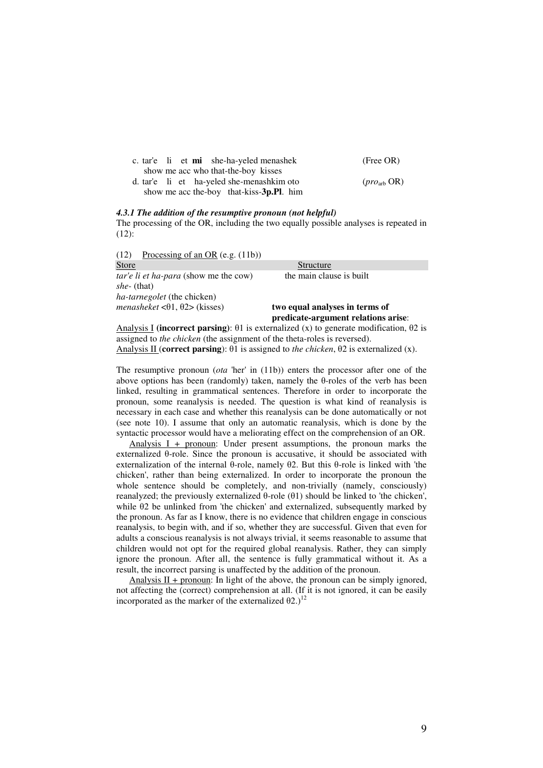c. tar'e li et **mi** she-ha-yeled menashek (Free OR)
   show me acc who that-the-boy kisses

d. tar'e li et ha-yeled she-menashkim oto ($pro_{\text{arb}}$ OR)
   show me acc the-boy that-kiss-**3p.Pl**. him

#### *4.3.1 The addition of the resumptive pronoun (not helpful)*

The processing of the OR, including the two equally possible analyses is repeated in (12):

(12) Processing of an OR (e.g. (11b))

| Store | Structure |
|---|---|
| *tar'e li et ha-para* (show me the cow) | the main clause is built |
| *she-* (that) | |
| *ha-tarnegolet* (the chicken) | |
| *menasheket* <θ1, θ2> (kisses) | **two equal analyses in terms of predicate-argument relations arise**: |

Analysis I **(incorrect parsing)**: θ1 is externalized (x) to generate modification, θ2 is assigned to *the chicken* (the assignment of the theta-roles is reversed).
Analysis II (**correct parsing**): θ1 is assigned to *the chicken*, θ2 is externalized (x).

The resumptive pronoun (*ota* 'her' in (11b)) enters the processor after one of the above options has been (randomly) taken, namely the θ-roles of the verb has been linked, resulting in grammatical sentences. Therefore in order to incorporate the pronoun, some reanalysis is needed. The question is what kind of reanalysis is necessary in each case and whether this reanalysis can be done automatically or not (see note 10). I assume that only an automatic reanalysis, which is done by the syntactic processor would have a meliorating effect on the comprehension of an OR.

Analysis I + pronoun: Under present assumptions, the pronoun marks the externalized θ-role. Since the pronoun is accusative, it should be associated with externalization of the internal θ-role, namely θ2. But this θ-role is linked with 'the chicken', rather than being externalized. In order to incorporate the pronoun the whole sentence should be completely, and non-trivially (namely, consciously) reanalyzed; the previously externalized θ-role (θ1) should be linked to 'the chicken', while θ2 be unlinked from 'the chicken' and externalized, subsequently marked by the pronoun. As far as I know, there is no evidence that children engage in conscious reanalysis, to begin with, and if so, whether they are successful. Given that even for adults a conscious reanalysis is not always trivial, it seems reasonable to assume that children would not opt for the required global reanalysis. Rather, they can simply ignore the pronoun. After all, the sentence is fully grammatical without it. As a result, the incorrect parsing is unaffected by the addition of the pronoun.

Analysis II + pronoun: In light of the above, the pronoun can be simply ignored, not affecting the (correct) comprehension at all. (If it is not ignored, it can be easily incorporated as the marker of the externalized θ2.)[12]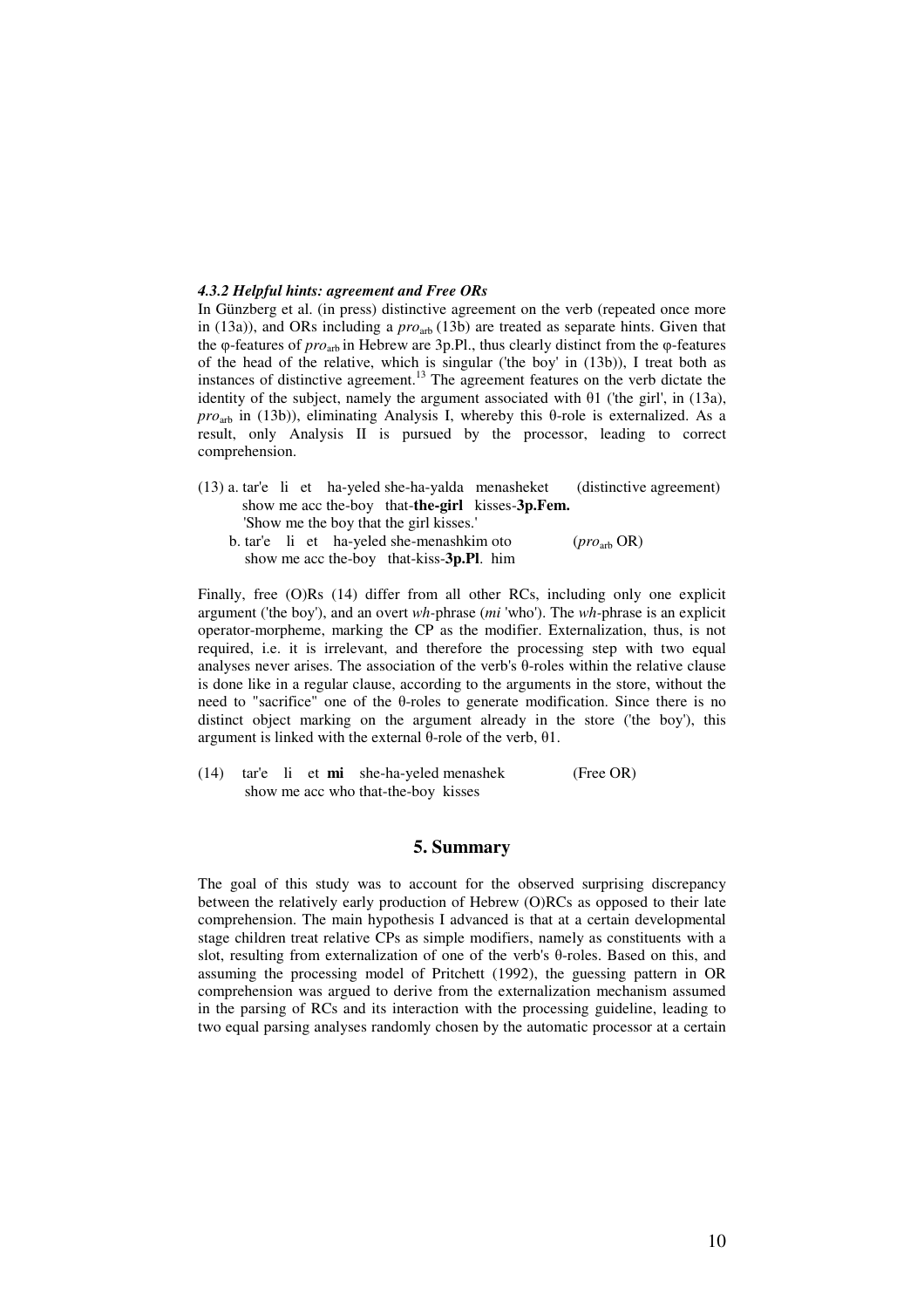#### *4.3.2 Helpful hints: agreement and Free ORs*

In Günzberg et al. (in press) distinctive agreement on the verb (repeated once more in (13a)), and ORs including a $pro_{arb}$ (13b) are treated as separate hints. Given that the φ-features of $pro_{arb}$ in Hebrew are 3p.Pl., thus clearly distinct from the φ-features of the head of the relative, which is singular ('the boy' in (13b)), I treat both as instances of distinctive agreement.[13] The agreement features on the verb dictate the identity of the subject, namely the argument associated with θ1 ('the girl', in (13a), $pro_{arb}$ in (13b)), eliminating Analysis I, whereby this θ-role is externalized. As a result, only Analysis II is pursued by the processor, leading to correct comprehension.

(13) a. tar'e li et ha-yeled she-ha-yalda menasheket (distinctive agreement)
show me acc the-boy that-**the-girl** kisses-**3p.Fem.**
'Show me the boy that the girl kisses.'

b. tar'e li et ha-yeled she-menashkim oto ($pro_{arb}$ OR)
show me acc the-boy that-kiss-**3p.Pl**. him

Finally, free (O)Rs (14) differ from all other RCs, including only one explicit argument ('the boy'), and an overt *wh*-phrase (*mi* 'who'). The *wh*-phrase is an explicit operator-morpheme, marking the CP as the modifier. Externalization, thus, is not required, i.e. it is irrelevant, and therefore the processing step with two equal analyses never arises. The association of the verb's θ-roles within the relative clause is done like in a regular clause, according to the arguments in the store, without the need to "sacrifice" one of the θ-roles to generate modification. Since there is no distinct object marking on the argument already in the store ('the boy'), this argument is linked with the external θ-role of the verb, θ1.

(14) tar'e li et **mi** she-ha-yeled menashek (Free OR)
show me acc who that-the-boy kisses

## 5. Summary

The goal of this study was to account for the observed surprising discrepancy between the relatively early production of Hebrew (O)RCs as opposed to their late comprehension. The main hypothesis I advanced is that at a certain developmental stage children treat relative CPs as simple modifiers, namely as constituents with a slot, resulting from externalization of one of the verb's θ-roles. Based on this, and assuming the processing model of Pritchett (1992), the guessing pattern in OR comprehension was argued to derive from the externalization mechanism assumed in the parsing of RCs and its interaction with the processing guideline, leading to two equal parsing analyses randomly chosen by the automatic processor at a certain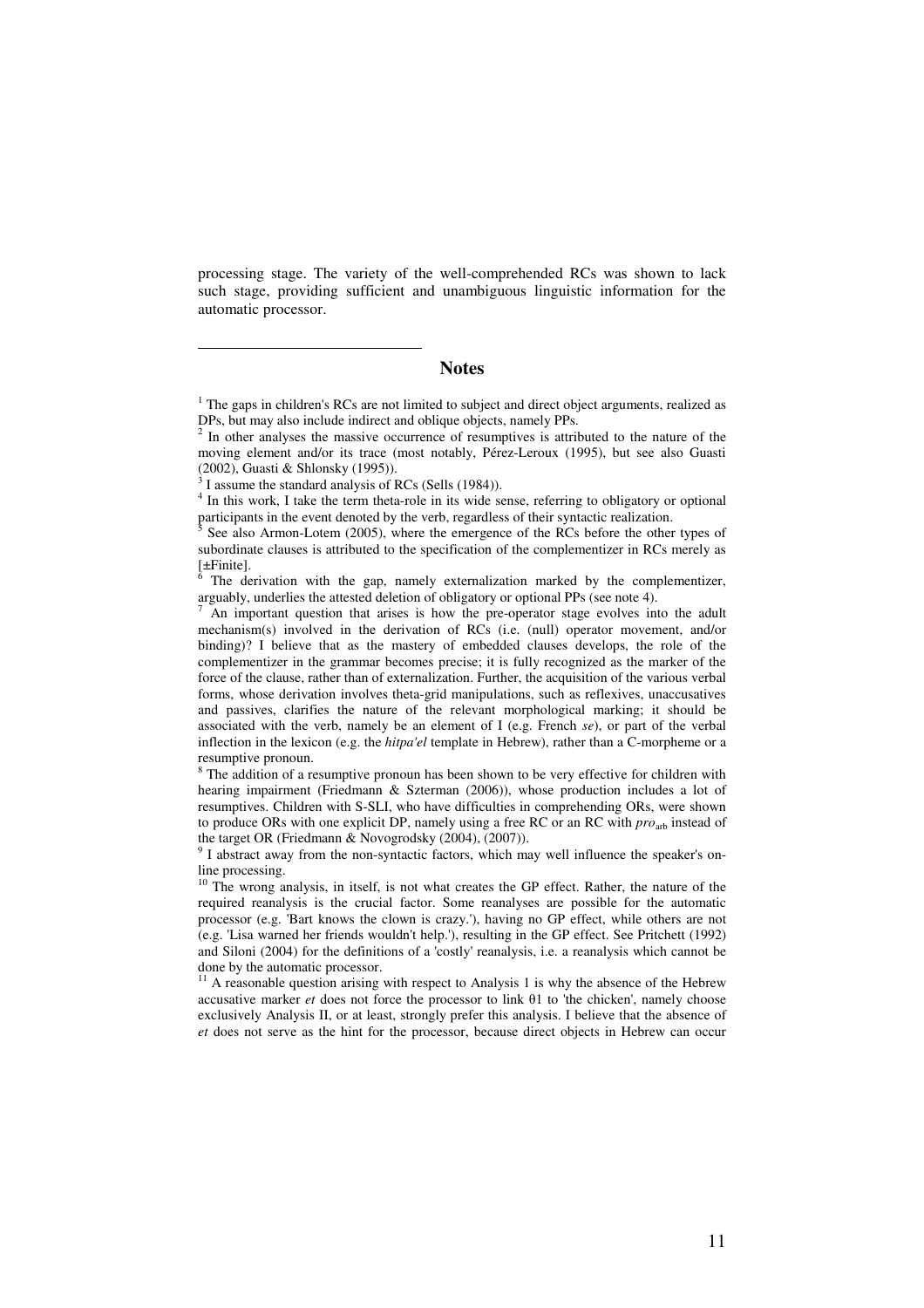processing stage. The variety of the well-comprehended RCs was shown to lack such stage, providing sufficient and unambiguous linguistic information for the automatic processor.

## Notes

[1] The gaps in children's RCs are not limited to subject and direct object arguments, realized as DPs, but may also include indirect and oblique objects, namely PPs.

[2] In other analyses the massive occurrence of resumptives is attributed to the nature of the moving element and/or its trace (most notably, Pérez-Leroux (1995), but see also Guasti (2002), Guasti & Shlonsky (1995)).

[3] I assume the standard analysis of RCs (Sells (1984)).

[4] In this work, I take the term theta-role in its wide sense, referring to obligatory or optional participants in the event denoted by the verb, regardless of their syntactic realization.

[5] See also Armon-Lotem (2005), where the emergence of the RCs before the other types of subordinate clauses is attributed to the specification of the complementizer in RCs merely as [±Finite].

[6] The derivation with the gap, namely externalization marked by the complementizer, arguably, underlies the attested deletion of obligatory or optional PPs (see note 4).

[7] An important question that arises is how the pre-operator stage evolves into the adult mechanism(s) involved in the derivation of RCs (i.e. (null) operator movement, and/or binding)? I believe that as the mastery of embedded clauses develops, the role of the complementizer in the grammar becomes precise; it is fully recognized as the marker of the force of the clause, rather than of externalization. Further, the acquisition of the various verbal forms, whose derivation involves theta-grid manipulations, such as reflexives, unaccusatives and passives, clarifies the nature of the relevant morphological marking; it should be associated with the verb, namely be an element of I (e.g. French *se*), or part of the verbal inflection in the lexicon (e.g. the *hitpa'el* template in Hebrew), rather than a C-morpheme or a resumptive pronoun.

[8] The addition of a resumptive pronoun has been shown to be very effective for children with hearing impairment (Friedmann & Szterman (2006)), whose production includes a lot of resumptives. Children with S-SLI, who have difficulties in comprehending ORs, were shown to produce ORs with one explicit DP, namely using a free RC or an RC with $pro_{arb}$ instead of the target OR (Friedmann & Novogrodsky (2004), (2007)).

[9] I abstract away from the non-syntactic factors, which may well influence the speaker's on-line processing.

[10] The wrong analysis, in itself, is not what creates the GP effect. Rather, the nature of the required reanalysis is the crucial factor. Some reanalyses are possible for the automatic processor (e.g. 'Bart knows the clown is crazy.'), having no GP effect, while others are not (e.g. 'Lisa warned her friends wouldn't help.'), resulting in the GP effect. See Pritchett (1992) and Siloni (2004) for the definitions of a 'costly' reanalysis, i.e. a reanalysis which cannot be done by the automatic processor.

[11] A reasonable question arising with respect to Analysis 1 is why the absence of the Hebrew accusative marker *et* does not force the processor to link θ1 to 'the chicken', namely choose exclusively Analysis II, or at least, strongly prefer this analysis. I believe that the absence of *et* does not serve as the hint for the processor, because direct objects in Hebrew can occur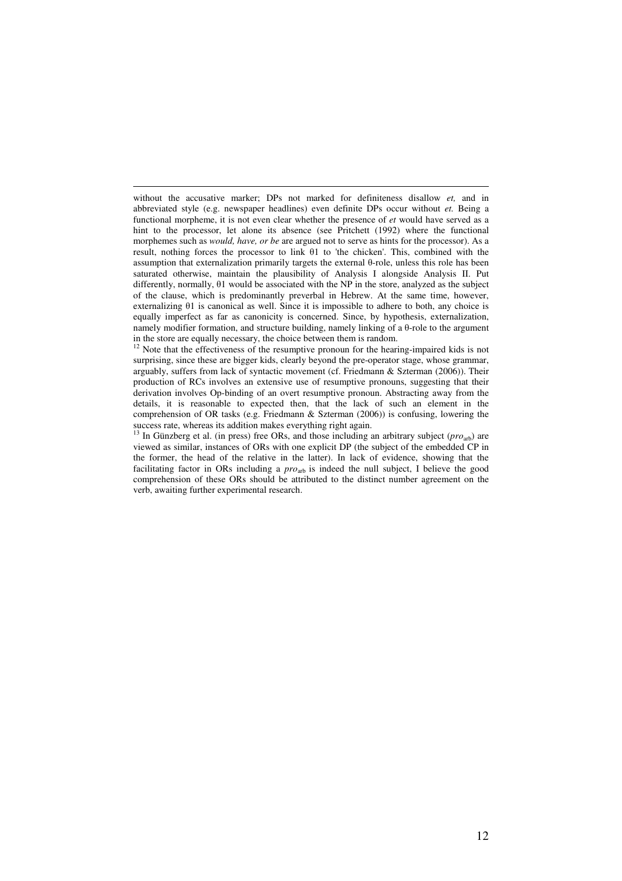without the accusative marker; DPs not marked for definiteness disallow *et,* and in abbreviated style (e.g. newspaper headlines) even definite DPs occur without *et.* Being a functional morpheme, it is not even clear whether the presence of *et* would have served as a hint to the processor, let alone its absence (see Pritchett (1992) where the functional morphemes such as *would, have, or be* are argued not to serve as hints for the processor). As a result, nothing forces the processor to link θ1 to 'the chicken'. This, combined with the assumption that externalization primarily targets the external θ-role, unless this role has been saturated otherwise, maintain the plausibility of Analysis I alongside Analysis II. Put differently, normally, θ1 would be associated with the NP in the store, analyzed as the subject of the clause, which is predominantly preverbal in Hebrew. At the same time, however, externalizing θ1 is canonical as well. Since it is impossible to adhere to both, any choice is equally imperfect as far as canonicity is concerned. Since, by hypothesis, externalization, namely modifier formation, and structure building, namely linking of a θ-role to the argument in the store are equally necessary, the choice between them is random.

[12] Note that the effectiveness of the resumptive pronoun for the hearing-impaired kids is not surprising, since these are bigger kids, clearly beyond the pre-operator stage, whose grammar, arguably, suffers from lack of syntactic movement (cf. Friedmann & Szterman (2006)). Their production of RCs involves an extensive use of resumptive pronouns, suggesting that their derivation involves Op-binding of an overt resumptive pronoun. Abstracting away from the details, it is reasonable to expected then, that the lack of such an element in the comprehension of OR tasks (e.g. Friedmann & Szterman (2006)) is confusing, lowering the success rate, whereas its addition makes everything right again.

[13] In Günzberg et al. (in press) free ORs, and those including an arbitrary subject ($pro_{\text{arb}}$) are viewed as similar, instances of ORs with one explicit DP (the subject of the embedded CP in the former, the head of the relative in the latter). In lack of evidence, showing that the facilitating factor in ORs including a $pro_{\text{arb}}$ is indeed the null subject, I believe the good comprehension of these ORs should be attributed to the distinct number agreement on the verb, awaiting further experimental research.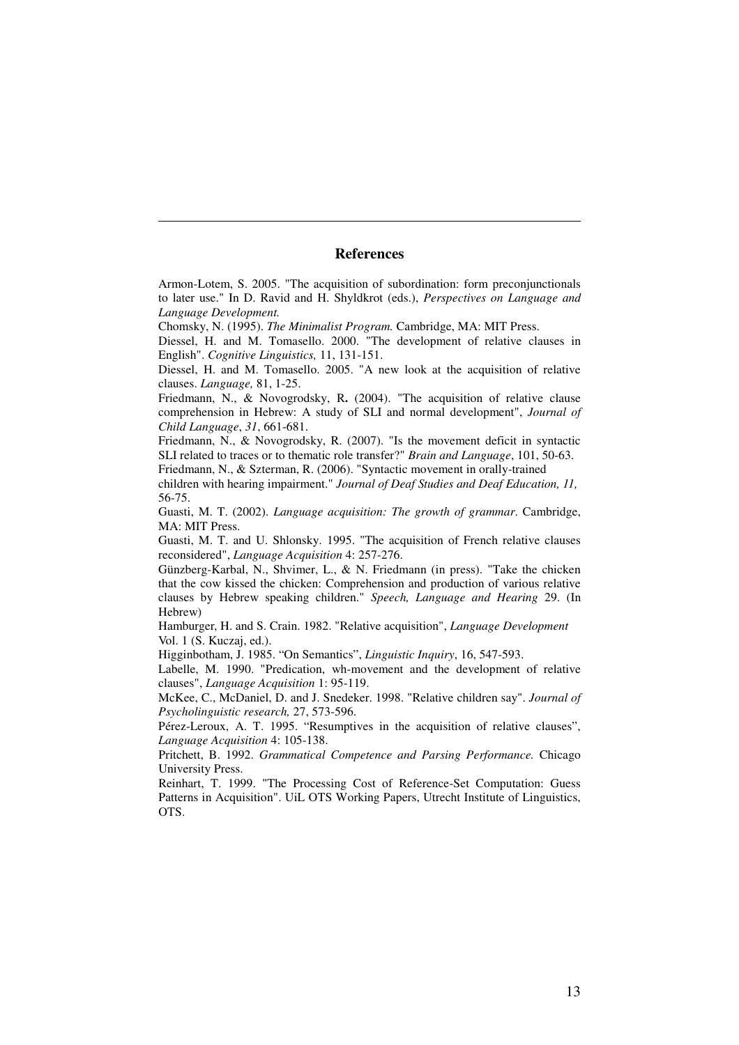---

## References

Armon-Lotem, S. 2005. "The acquisition of subordination: form preconjunctionals to later use." In D. Ravid and H. Shyldkrot (eds.), *Perspectives on Language and Language Development.*

Chomsky, N. (1995). *The Minimalist Program.* Cambridge, MA: MIT Press.

Diessel, H. and M. Tomasello. 2000. "The development of relative clauses in English". *Cognitive Linguistics,* 11, 131-151.

Diessel, H. and M. Tomasello. 2005. "A new look at the acquisition of relative clauses. *Language,* 81, 1-25.

Friedmann, N., & Novogrodsky, R**.** (2004). "The acquisition of relative clause comprehension in Hebrew: A study of SLI and normal development", *Journal of Child Language*, *31*, 661-681.

Friedmann, N., & Novogrodsky, R. (2007). "Is the movement deficit in syntactic SLI related to traces or to thematic role transfer?" *Brain and Language*, 101, 50-63.

Friedmann, N., & Szterman, R. (2006). "Syntactic movement in orally-trained children with hearing impairment." *Journal of Deaf Studies and Deaf Education, 11,* 56-75.

Guasti, M. T. (2002). *Language acquisition: The growth of grammar*. Cambridge, MA: MIT Press.

Guasti, M. T. and U. Shlonsky. 1995. "The acquisition of French relative clauses reconsidered", *Language Acquisition* 4: 257-276.

Günzberg-Karbal, N., Shvimer, L., & N. Friedmann (in press). "Take the chicken that the cow kissed the chicken: Comprehension and production of various relative clauses by Hebrew speaking children." *Speech, Language and Hearing* 29. (In Hebrew)

Hamburger, H. and S. Crain. 1982. "Relative acquisition", *Language Development* Vol. 1 (S. Kuczaj, ed.).

Higginbotham, J. 1985. "On Semantics", *Linguistic Inquiry*, 16, 547-593.

Labelle, M. 1990. "Predication, wh-movement and the development of relative clauses", *Language Acquisition* 1: 95-119.

McKee, C., McDaniel, D. and J. Snedeker. 1998. "Relative children say". *Journal of Psycholinguistic research,* 27, 573-596.

Pérez-Leroux, A. T. 1995. "Resumptives in the acquisition of relative clauses", *Language Acquisition* 4: 105-138.

Pritchett, B. 1992. *Grammatical Competence and Parsing Performance.* Chicago University Press.

Reinhart, T. 1999. "The Processing Cost of Reference-Set Computation: Guess Patterns in Acquisition". UiL OTS Working Papers, Utrecht Institute of Linguistics, OTS.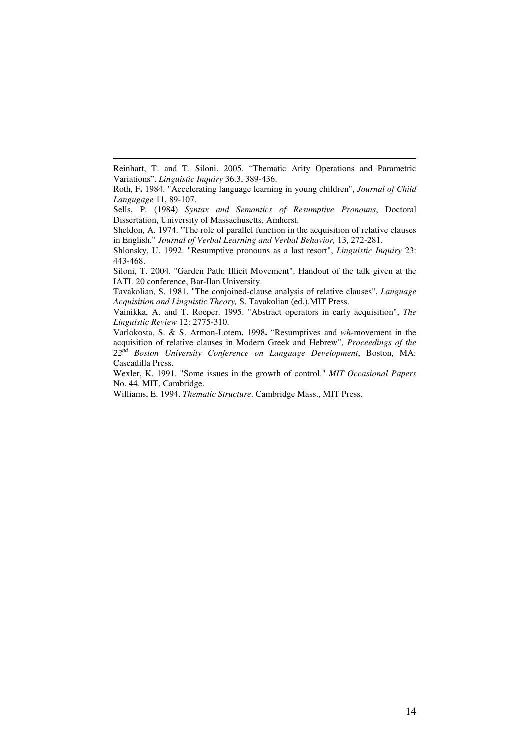Reinhart, T. and T. Siloni. 2005. "Thematic Arity Operations and Parametric Variations". *Linguistic Inquiry* 36.3, 389-436.

Roth, F**.** 1984. "Accelerating language learning in young children", *Journal of Child Langugage* 11, 89-107.

Sells, P. (1984) *Syntax and Semantics of Resumptive Pronouns*, Doctoral Dissertation, University of Massachusetts, Amherst.

Sheldon, A. 1974. "The role of parallel function in the acquisition of relative clauses in English." *Journal of Verbal Learning and Verbal Behavior,* 13, 272-281.

Shlonsky, U. 1992. "Resumptive pronouns as a last resort", *Linguistic Inquiry* 23: 443-468.

Siloni, T. 2004. "Garden Path: Illicit Movement". Handout of the talk given at the IATL 20 conference, Bar-Ilan University.

Tavakolian, S. 1981. "The conjoined-clause analysis of relative clauses", *Language Acquisition and Linguistic Theory,* S. Tavakolian (ed.).MIT Press.

Vainikka, A. and T. Roeper. 1995. "Abstract operators in early acquisition", *The Linguistic Review* 12: 2775-310.

Varlokosta, S. & S. Armon-Lotem**.** 1998**.** "Resumptives and *wh*-movement in the acquisition of relative clauses in Modern Greek and Hebrew", *Proceedings of the 22nd Boston University Conference on Language Development*, Boston, MA: Cascadilla Press.

Wexler, K. 1991. "Some issues in the growth of control." *MIT Occasional Papers* No. 44. MIT, Cambridge.

Williams, E. 1994. *Thematic Structure*. Cambridge Mass., MIT Press.